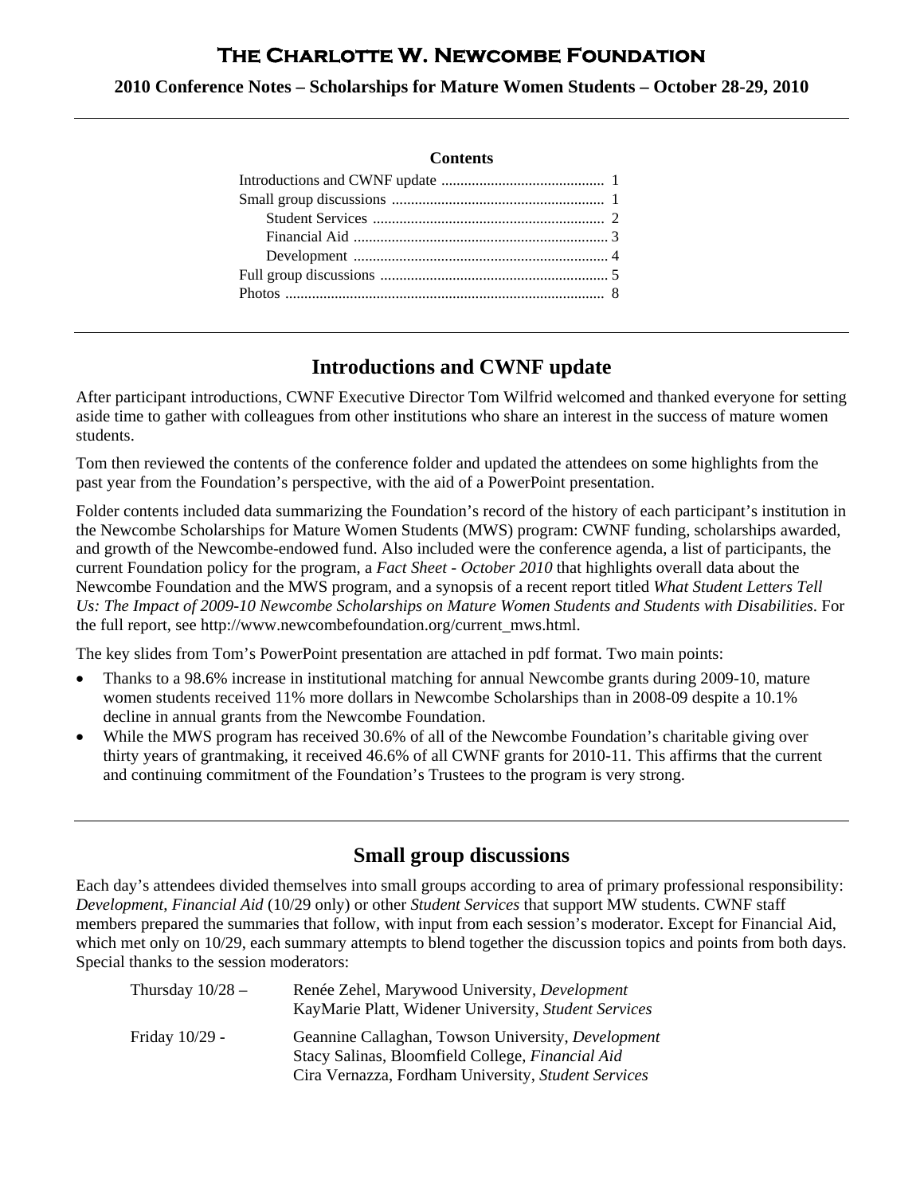# The Charlotte W. Newcombe Foundation

**2010 Conference Notes – Scholarships for Mature Women Students – October 28-29, 2010**

---

**Contents**

- Introductions and CWNF update ........................................... 1
- Small group discussions ........................................................ 1
  - Student Services ............................................................. 2
  - Financial Aid ................................................................... 3
  - Development ................................................................... 4
- Full group discussions ............................................................ 5
- Photos .................................................................................... 8

---

## Introductions and CWNF update

After participant introductions, CWNF Executive Director Tom Wilfrid welcomed and thanked everyone for setting aside time to gather with colleagues from other institutions who share an interest in the success of mature women students.

Tom then reviewed the contents of the conference folder and updated the attendees on some highlights from the past year from the Foundation's perspective, with the aid of a PowerPoint presentation.

Folder contents included data summarizing the Foundation's record of the history of each participant's institution in the Newcombe Scholarships for Mature Women Students (MWS) program: CWNF funding, scholarships awarded, and growth of the Newcombe-endowed fund. Also included were the conference agenda, a list of participants, the current Foundation policy for the program, a *Fact Sheet - October 2010* that highlights overall data about the Newcombe Foundation and the MWS program, and a synopsis of a recent report titled *What Student Letters Tell Us: The Impact of 2009-10 Newcombe Scholarships on Mature Women Students and Students with Disabilities*. For the full report, see http://www.newcombefoundation.org/current_mws.html.

The key slides from Tom's PowerPoint presentation are attached in pdf format. Two main points:

- Thanks to a 98.6% increase in institutional matching for annual Newcombe grants during 2009-10, mature women students received 11% more dollars in Newcombe Scholarships than in 2008-09 despite a 10.1% decline in annual grants from the Newcombe Foundation.
- While the MWS program has received 30.6% of all of the Newcombe Foundation's charitable giving over thirty years of grantmaking, it received 46.6% of all CWNF grants for 2010-11. This affirms that the current and continuing commitment of the Foundation's Trustees to the program is very strong.

---

## Small group discussions

Each day's attendees divided themselves into small groups according to area of primary professional responsibility: *Development*, *Financial Aid* (10/29 only) or other *Student Services* that support MW students. CWNF staff members prepared the summaries that follow, with input from each session's moderator. Except for Financial Aid, which met only on 10/29, each summary attempts to blend together the discussion topics and points from both days. Special thanks to the session moderators:

| | |
|---|---|
| Thursday 10/28 – | Renée Zehel, Marywood University, *Development*<br>KayMarie Platt, Widener University, *Student Services* |
| Friday 10/29 - | Geannine Callaghan, Towson University, *Development*<br>Stacy Salinas, Bloomfield College, *Financial Aid*<br>Cira Vernazza, Fordham University, *Student Services* |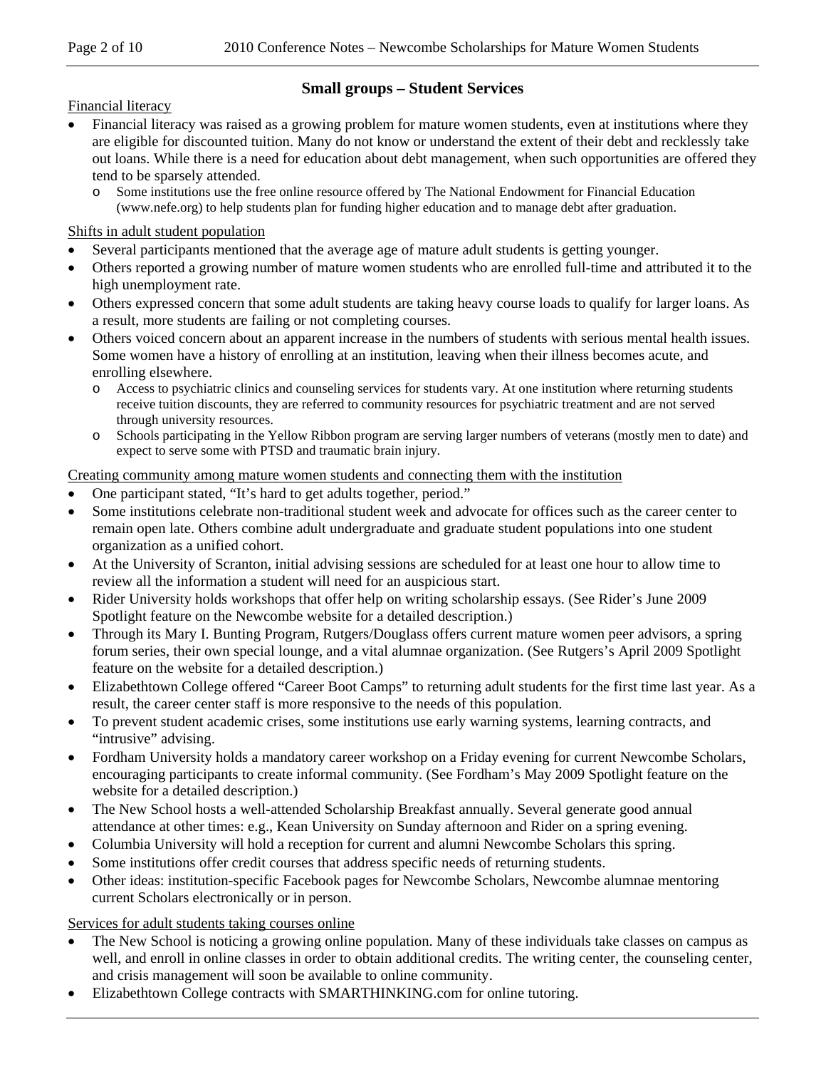## Small groups – Student Services

Financial literacy

- Financial literacy was raised as a growing problem for mature women students, even at institutions where they are eligible for discounted tuition. Many do not know or understand the extent of their debt and recklessly take out loans. While there is a need for education about debt management, when such opportunities are offered they tend to be sparsely attended.
    - Some institutions use the free online resource offered by The National Endowment for Financial Education (www.nefe.org) to help students plan for funding higher education and to manage debt after graduation.

Shifts in adult student population

- Several participants mentioned that the average age of mature adult students is getting younger.
- Others reported a growing number of mature women students who are enrolled full-time and attributed it to the high unemployment rate.
- Others expressed concern that some adult students are taking heavy course loads to qualify for larger loans. As a result, more students are failing or not completing courses.
- Others voiced concern about an apparent increase in the numbers of students with serious mental health issues. Some women have a history of enrolling at an institution, leaving when their illness becomes acute, and enrolling elsewhere.
    - Access to psychiatric clinics and counseling services for students vary. At one institution where returning students receive tuition discounts, they are referred to community resources for psychiatric treatment and are not served through university resources.
    - Schools participating in the Yellow Ribbon program are serving larger numbers of veterans (mostly men to date) and expect to serve some with PTSD and traumatic brain injury.

Creating community among mature women students and connecting them with the institution

- One participant stated, "It's hard to get adults together, period."
- Some institutions celebrate non-traditional student week and advocate for offices such as the career center to remain open late. Others combine adult undergraduate and graduate student populations into one student organization as a unified cohort.
- At the University of Scranton, initial advising sessions are scheduled for at least one hour to allow time to review all the information a student will need for an auspicious start.
- Rider University holds workshops that offer help on writing scholarship essays. (See Rider's June 2009 Spotlight feature on the Newcombe website for a detailed description.)
- Through its Mary I. Bunting Program, Rutgers/Douglass offers current mature women peer advisors, a spring forum series, their own special lounge, and a vital alumnae organization. (See Rutgers's April 2009 Spotlight feature on the website for a detailed description.)
- Elizabethtown College offered "Career Boot Camps" to returning adult students for the first time last year. As a result, the career center staff is more responsive to the needs of this population.
- To prevent student academic crises, some institutions use early warning systems, learning contracts, and "intrusive" advising.
- Fordham University holds a mandatory career workshop on a Friday evening for current Newcombe Scholars, encouraging participants to create informal community. (See Fordham's May 2009 Spotlight feature on the website for a detailed description.)
- The New School hosts a well-attended Scholarship Breakfast annually. Several generate good annual attendance at other times: e.g., Kean University on Sunday afternoon and Rider on a spring evening.
- Columbia University will hold a reception for current and alumni Newcombe Scholars this spring.
- Some institutions offer credit courses that address specific needs of returning students.
- Other ideas: institution-specific Facebook pages for Newcombe Scholars, Newcombe alumnae mentoring current Scholars electronically or in person.

Services for adult students taking courses online

- The New School is noticing a growing online population. Many of these individuals take classes on campus as well, and enroll in online classes in order to obtain additional credits. The writing center, the counseling center, and crisis management will soon be available to online community.
- Elizabethtown College contracts with SMARTHINKING.com for online tutoring.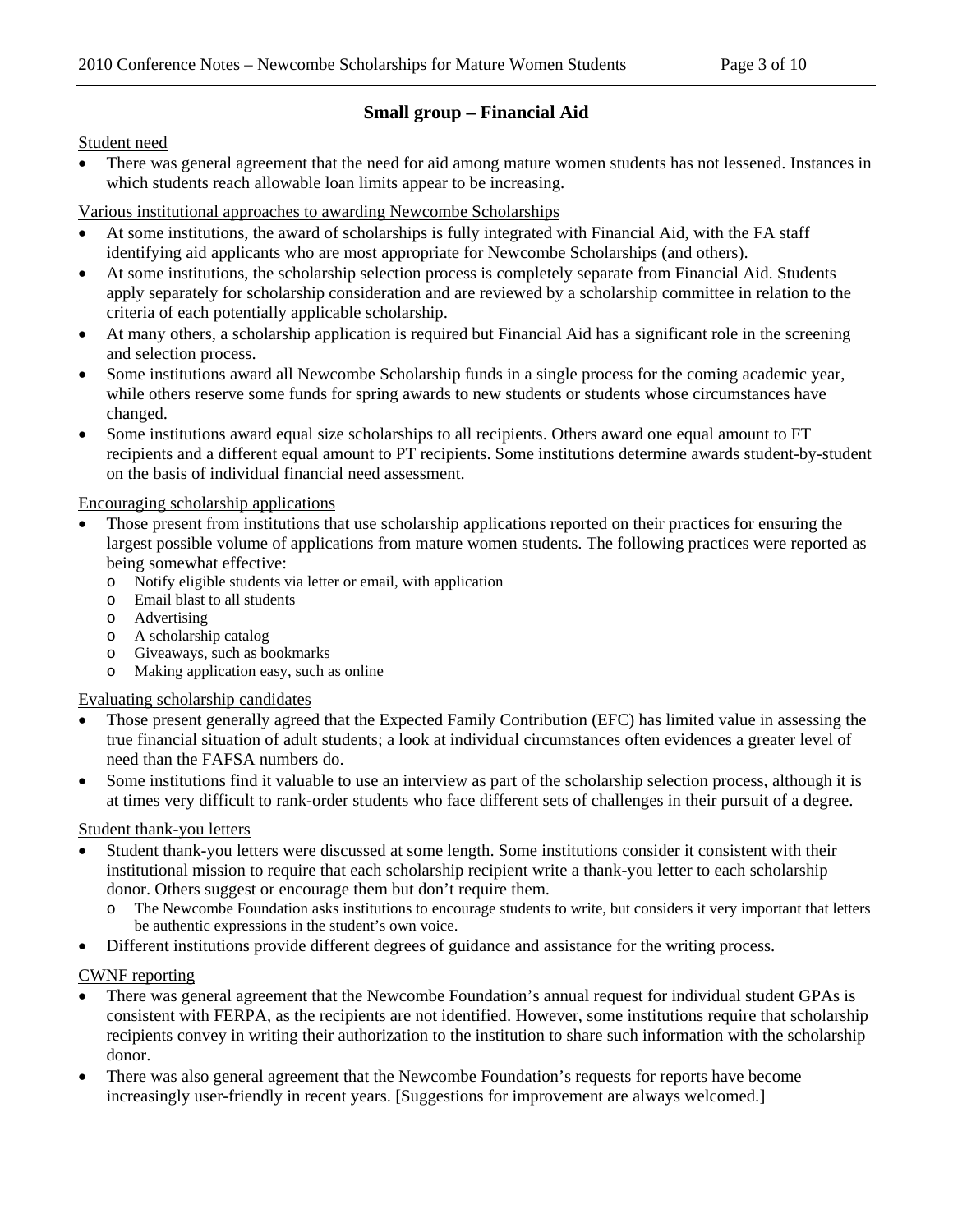## Small group – Financial Aid

Student need

- There was general agreement that the need for aid among mature women students has not lessened. Instances in which students reach allowable loan limits appear to be increasing.

Various institutional approaches to awarding Newcombe Scholarships

- At some institutions, the award of scholarships is fully integrated with Financial Aid, with the FA staff identifying aid applicants who are most appropriate for Newcombe Scholarships (and others).
- At some institutions, the scholarship selection process is completely separate from Financial Aid. Students apply separately for scholarship consideration and are reviewed by a scholarship committee in relation to the criteria of each potentially applicable scholarship.
- At many others, a scholarship application is required but Financial Aid has a significant role in the screening and selection process.
- Some institutions award all Newcombe Scholarship funds in a single process for the coming academic year, while others reserve some funds for spring awards to new students or students whose circumstances have changed.
- Some institutions award equal size scholarships to all recipients. Others award one equal amount to FT recipients and a different equal amount to PT recipients. Some institutions determine awards student-by-student on the basis of individual financial need assessment.

Encouraging scholarship applications

- Those present from institutions that use scholarship applications reported on their practices for ensuring the largest possible volume of applications from mature women students. The following practices were reported as being somewhat effective:
  - Notify eligible students via letter or email, with application
  - Email blast to all students
  - Advertising
  - A scholarship catalog
  - Giveaways, such as bookmarks
  - Making application easy, such as online

Evaluating scholarship candidates

- Those present generally agreed that the Expected Family Contribution (EFC) has limited value in assessing the true financial situation of adult students; a look at individual circumstances often evidences a greater level of need than the FAFSA numbers do.
- Some institutions find it valuable to use an interview as part of the scholarship selection process, although it is at times very difficult to rank-order students who face different sets of challenges in their pursuit of a degree.

Student thank-you letters

- Student thank-you letters were discussed at some length. Some institutions consider it consistent with their institutional mission to require that each scholarship recipient write a thank-you letter to each scholarship donor. Others suggest or encourage them but don't require them.
  - The Newcombe Foundation asks institutions to encourage students to write, but considers it very important that letters be authentic expressions in the student's own voice.
- Different institutions provide different degrees of guidance and assistance for the writing process.

CWNF reporting

- There was general agreement that the Newcombe Foundation's annual request for individual student GPAs is consistent with FERPA, as the recipients are not identified. However, some institutions require that scholarship recipients convey in writing their authorization to the institution to share such information with the scholarship donor.
- There was also general agreement that the Newcombe Foundation's requests for reports have become increasingly user-friendly in recent years. [Suggestions for improvement are always welcomed.]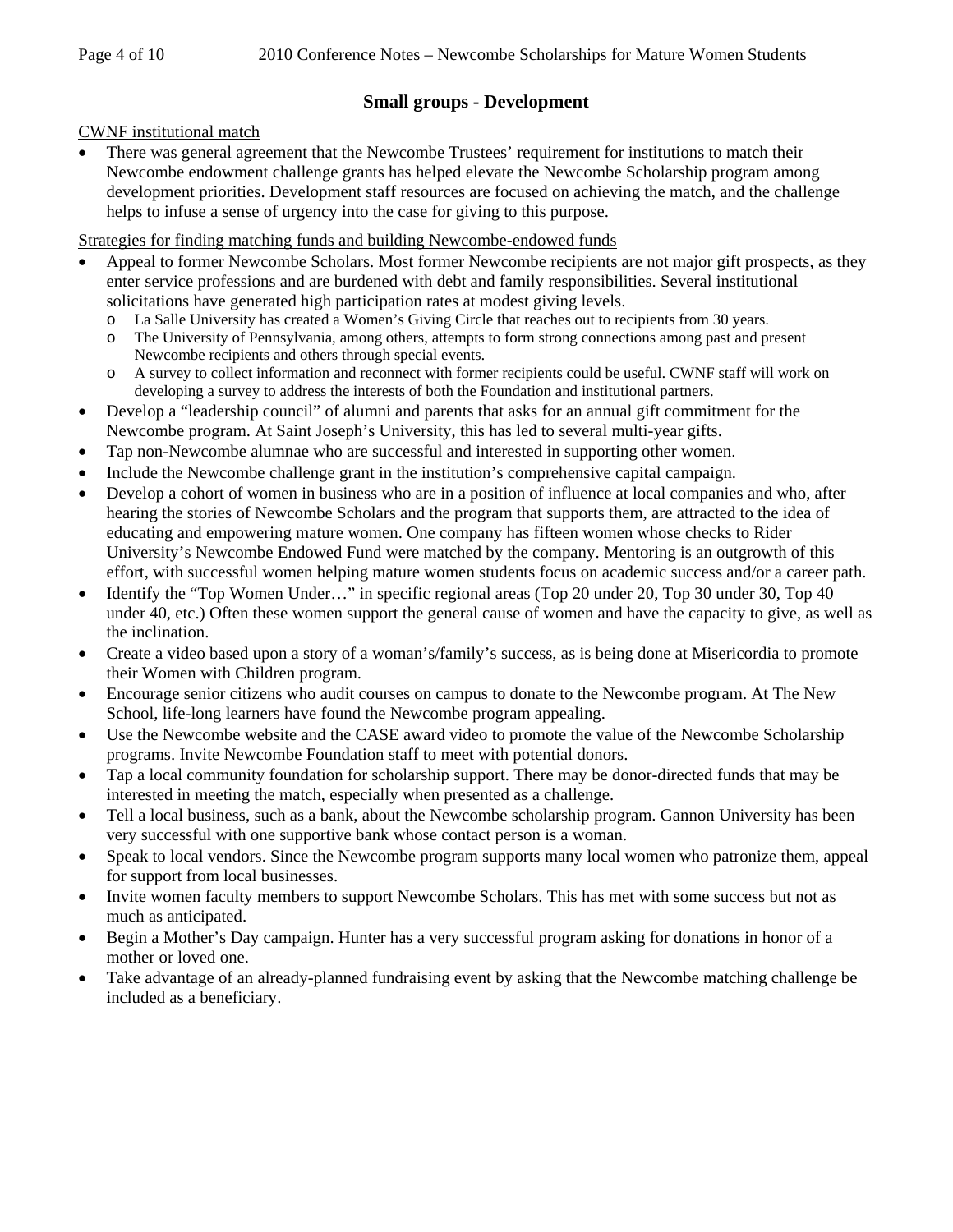## Small groups - Development

CWNF institutional match

- There was general agreement that the Newcombe Trustees' requirement for institutions to match their Newcombe endowment challenge grants has helped elevate the Newcombe Scholarship program among development priorities. Development staff resources are focused on achieving the match, and the challenge helps to infuse a sense of urgency into the case for giving to this purpose.

Strategies for finding matching funds and building Newcombe-endowed funds

- Appeal to former Newcombe Scholars. Most former Newcombe recipients are not major gift prospects, as they enter service professions and are burdened with debt and family responsibilities. Several institutional solicitations have generated high participation rates at modest giving levels.
  - La Salle University has created a Women's Giving Circle that reaches out to recipients from 30 years.
  - The University of Pennsylvania, among others, attempts to form strong connections among past and present Newcombe recipients and others through special events.
  - A survey to collect information and reconnect with former recipients could be useful. CWNF staff will work on developing a survey to address the interests of both the Foundation and institutional partners.
- Develop a "leadership council" of alumni and parents that asks for an annual gift commitment for the Newcombe program. At Saint Joseph's University, this has led to several multi-year gifts.
- Tap non-Newcombe alumnae who are successful and interested in supporting other women.
- Include the Newcombe challenge grant in the institution's comprehensive capital campaign.
- Develop a cohort of women in business who are in a position of influence at local companies and who, after hearing the stories of Newcombe Scholars and the program that supports them, are attracted to the idea of educating and empowering mature women. One company has fifteen women whose checks to Rider University's Newcombe Endowed Fund were matched by the company. Mentoring is an outgrowth of this effort, with successful women helping mature women students focus on academic success and/or a career path.
- Identify the "Top Women Under…" in specific regional areas (Top 20 under 20, Top 30 under 30, Top 40 under 40, etc.) Often these women support the general cause of women and have the capacity to give, as well as the inclination.
- Create a video based upon a story of a woman's/family's success, as is being done at Misericordia to promote their Women with Children program.
- Encourage senior citizens who audit courses on campus to donate to the Newcombe program. At The New School, life-long learners have found the Newcombe program appealing.
- Use the Newcombe website and the CASE award video to promote the value of the Newcombe Scholarship programs. Invite Newcombe Foundation staff to meet with potential donors.
- Tap a local community foundation for scholarship support. There may be donor-directed funds that may be interested in meeting the match, especially when presented as a challenge.
- Tell a local business, such as a bank, about the Newcombe scholarship program. Gannon University has been very successful with one supportive bank whose contact person is a woman.
- Speak to local vendors. Since the Newcombe program supports many local women who patronize them, appeal for support from local businesses.
- Invite women faculty members to support Newcombe Scholars. This has met with some success but not as much as anticipated.
- Begin a Mother's Day campaign. Hunter has a very successful program asking for donations in honor of a mother or loved one.
- Take advantage of an already-planned fundraising event by asking that the Newcombe matching challenge be included as a beneficiary.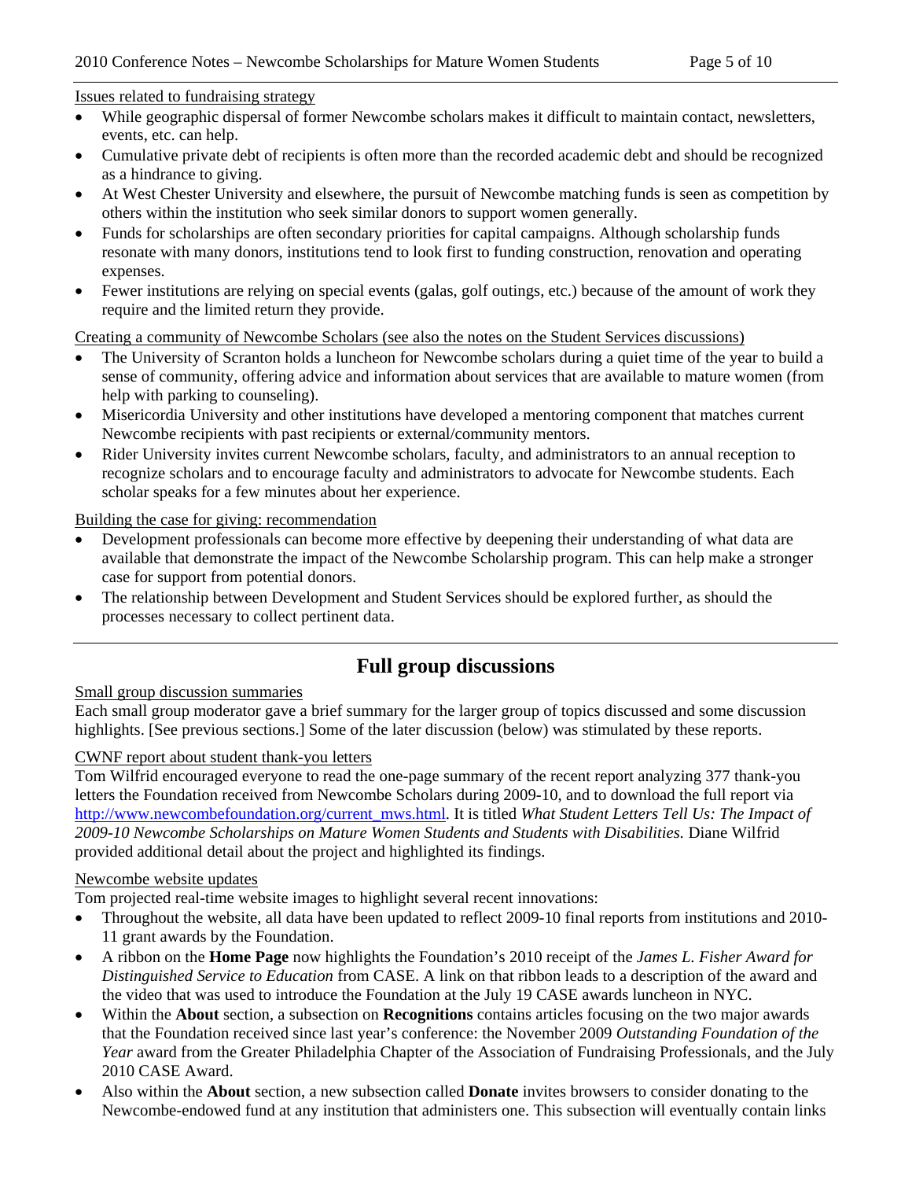Issues related to fundraising strategy

- While geographic dispersal of former Newcombe scholars makes it difficult to maintain contact, newsletters, events, etc. can help.
- Cumulative private debt of recipients is often more than the recorded academic debt and should be recognized as a hindrance to giving.
- At West Chester University and elsewhere, the pursuit of Newcombe matching funds is seen as competition by others within the institution who seek similar donors to support women generally.
- Funds for scholarships are often secondary priorities for capital campaigns. Although scholarship funds resonate with many donors, institutions tend to look first to funding construction, renovation and operating expenses.
- Fewer institutions are relying on special events (galas, golf outings, etc.) because of the amount of work they require and the limited return they provide.

Creating a community of Newcombe Scholars (see also the notes on the Student Services discussions)

- The University of Scranton holds a luncheon for Newcombe scholars during a quiet time of the year to build a sense of community, offering advice and information about services that are available to mature women (from help with parking to counseling).
- Misericordia University and other institutions have developed a mentoring component that matches current Newcombe recipients with past recipients or external/community mentors.
- Rider University invites current Newcombe scholars, faculty, and administrators to an annual reception to recognize scholars and to encourage faculty and administrators to advocate for Newcombe students. Each scholar speaks for a few minutes about her experience.

Building the case for giving: recommendation

- Development professionals can become more effective by deepening their understanding of what data are available that demonstrate the impact of the Newcombe Scholarship program. This can help make a stronger case for support from potential donors.
- The relationship between Development and Student Services should be explored further, as should the processes necessary to collect pertinent data.

## Full group discussions

Small group discussion summaries

Each small group moderator gave a brief summary for the larger group of topics discussed and some discussion highlights. [See previous sections.] Some of the later discussion (below) was stimulated by these reports.

CWNF report about student thank-you letters

Tom Wilfrid encouraged everyone to read the one-page summary of the recent report analyzing 377 thank-you letters the Foundation received from Newcombe Scholars during 2009-10, and to download the full report via http://www.newcombefoundation.org/current_mws.html. It is titled *What Student Letters Tell Us: The Impact of 2009-10 Newcombe Scholarships on Mature Women Students and Students with Disabilities.* Diane Wilfrid provided additional detail about the project and highlighted its findings.

Newcombe website updates

Tom projected real-time website images to highlight several recent innovations:

- Throughout the website, all data have been updated to reflect 2009-10 final reports from institutions and 2010-11 grant awards by the Foundation.
- A ribbon on the **Home Page** now highlights the Foundation's 2010 receipt of the *James L. Fisher Award for Distinguished Service to Education* from CASE. A link on that ribbon leads to a description of the award and the video that was used to introduce the Foundation at the July 19 CASE awards luncheon in NYC.
- Within the **About** section, a subsection on **Recognitions** contains articles focusing on the two major awards that the Foundation received since last year's conference: the November 2009 *Outstanding Foundation of the Year* award from the Greater Philadelphia Chapter of the Association of Fundraising Professionals, and the July 2010 CASE Award.
- Also within the **About** section, a new subsection called **Donate** invites browsers to consider donating to the Newcombe-endowed fund at any institution that administers one. This subsection will eventually contain links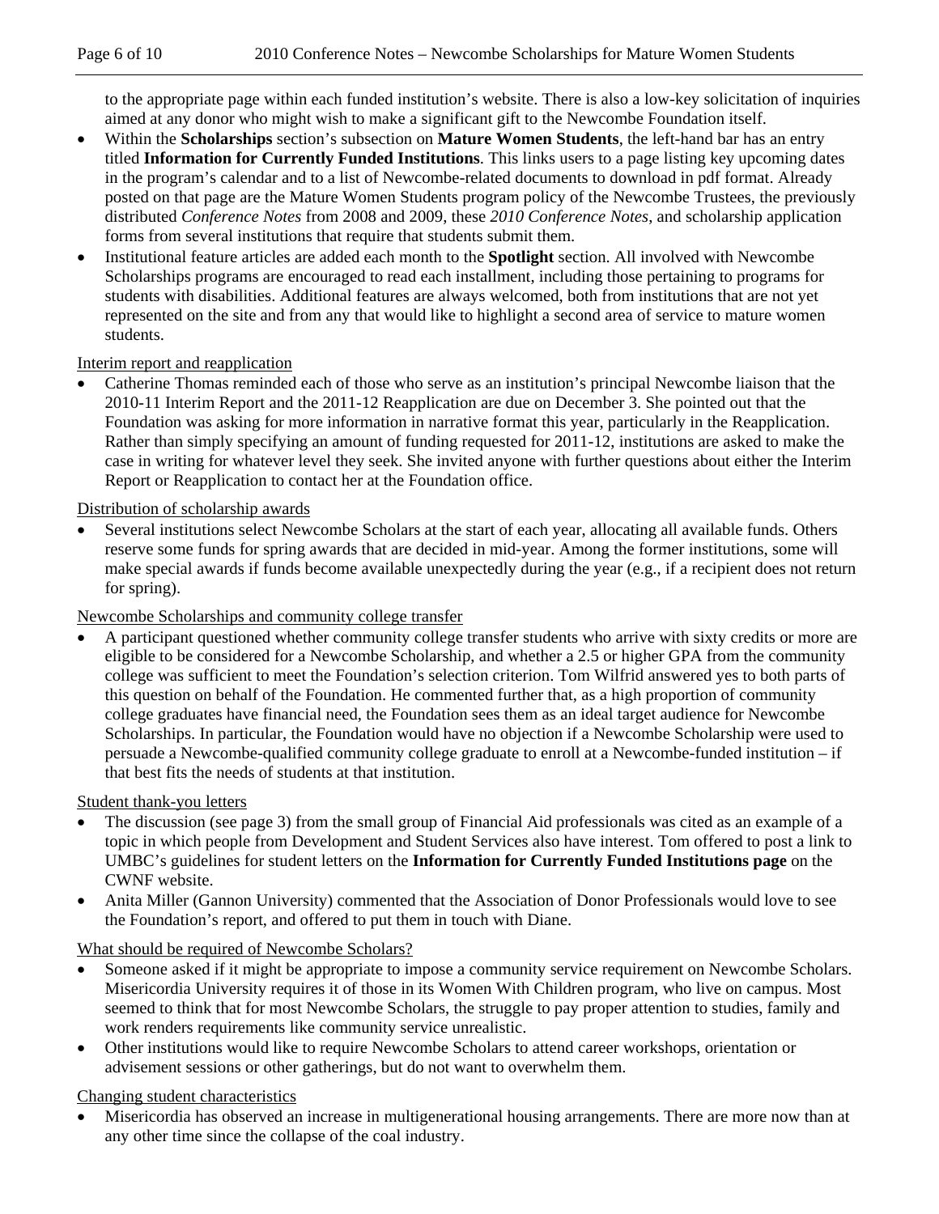to the appropriate page within each funded institution's website. There is also a low-key solicitation of inquiries aimed at any donor who might wish to make a significant gift to the Newcombe Foundation itself.

- Within the **Scholarships** section's subsection on **Mature Women Students**, the left-hand bar has an entry titled **Information for Currently Funded Institutions**. This links users to a page listing key upcoming dates in the program's calendar and to a list of Newcombe-related documents to download in pdf format. Already posted on that page are the Mature Women Students program policy of the Newcombe Trustees, the previously distributed *Conference Notes* from 2008 and 2009, these *2010 Conference Notes*, and scholarship application forms from several institutions that require that students submit them.
- Institutional feature articles are added each month to the **Spotlight** section. All involved with Newcombe Scholarships programs are encouraged to read each installment, including those pertaining to programs for students with disabilities. Additional features are always welcomed, both from institutions that are not yet represented on the site and from any that would like to highlight a second area of service to mature women students.

<u>Interim report and reapplication</u>

- Catherine Thomas reminded each of those who serve as an institution's principal Newcombe liaison that the 2010-11 Interim Report and the 2011-12 Reapplication are due on December 3. She pointed out that the Foundation was asking for more information in narrative format this year, particularly in the Reapplication. Rather than simply specifying an amount of funding requested for 2011-12, institutions are asked to make the case in writing for whatever level they seek. She invited anyone with further questions about either the Interim Report or Reapplication to contact her at the Foundation office.

<u>Distribution of scholarship awards</u>

- Several institutions select Newcombe Scholars at the start of each year, allocating all available funds. Others reserve some funds for spring awards that are decided in mid-year. Among the former institutions, some will make special awards if funds become available unexpectedly during the year (e.g., if a recipient does not return for spring).

<u>Newcombe Scholarships and community college transfer</u>

- A participant questioned whether community college transfer students who arrive with sixty credits or more are eligible to be considered for a Newcombe Scholarship, and whether a 2.5 or higher GPA from the community college was sufficient to meet the Foundation's selection criterion. Tom Wilfrid answered yes to both parts of this question on behalf of the Foundation. He commented further that, as a high proportion of community college graduates have financial need, the Foundation sees them as an ideal target audience for Newcombe Scholarships. In particular, the Foundation would have no objection if a Newcombe Scholarship were used to persuade a Newcombe-qualified community college graduate to enroll at a Newcombe-funded institution – if that best fits the needs of students at that institution.

<u>Student thank-you letters</u>

- The discussion (see page 3) from the small group of Financial Aid professionals was cited as an example of a topic in which people from Development and Student Services also have interest. Tom offered to post a link to UMBC's guidelines for student letters on the **Information for Currently Funded Institutions page** on the CWNF website.
- Anita Miller (Gannon University) commented that the Association of Donor Professionals would love to see the Foundation's report, and offered to put them in touch with Diane.

<u>What should be required of Newcombe Scholars?</u>

- Someone asked if it might be appropriate to impose a community service requirement on Newcombe Scholars. Misericordia University requires it of those in its Women With Children program, who live on campus. Most seemed to think that for most Newcombe Scholars, the struggle to pay proper attention to studies, family and work renders requirements like community service unrealistic.
- Other institutions would like to require Newcombe Scholars to attend career workshops, orientation or advisement sessions or other gatherings, but do not want to overwhelm them.

<u>Changing student characteristics</u>

- Misericordia has observed an increase in multigenerational housing arrangements. There are more now than at any other time since the collapse of the coal industry.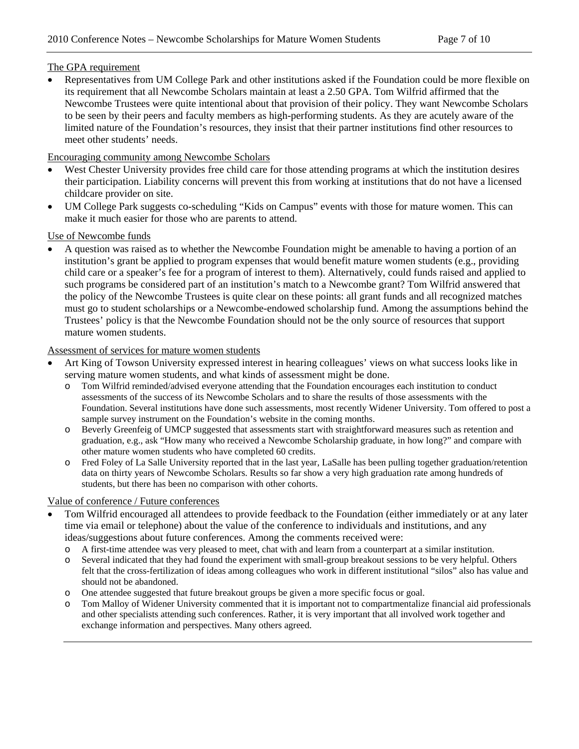The GPA requirement

- Representatives from UM College Park and other institutions asked if the Foundation could be more flexible on its requirement that all Newcombe Scholars maintain at least a 2.50 GPA. Tom Wilfrid affirmed that the Newcombe Trustees were quite intentional about that provision of their policy. They want Newcombe Scholars to be seen by their peers and faculty members as high-performing students. As they are acutely aware of the limited nature of the Foundation's resources, they insist that their partner institutions find other resources to meet other students' needs.

Encouraging community among Newcombe Scholars

- West Chester University provides free child care for those attending programs at which the institution desires their participation. Liability concerns will prevent this from working at institutions that do not have a licensed childcare provider on site.
- UM College Park suggests co-scheduling "Kids on Campus" events with those for mature women. This can make it much easier for those who are parents to attend.

Use of Newcombe funds

- A question was raised as to whether the Newcombe Foundation might be amenable to having a portion of an institution's grant be applied to program expenses that would benefit mature women students (e.g., providing child care or a speaker's fee for a program of interest to them). Alternatively, could funds raised and applied to such programs be considered part of an institution's match to a Newcombe grant? Tom Wilfrid answered that the policy of the Newcombe Trustees is quite clear on these points: all grant funds and all recognized matches must go to student scholarships or a Newcombe-endowed scholarship fund. Among the assumptions behind the Trustees' policy is that the Newcombe Foundation should not be the only source of resources that support mature women students.

Assessment of services for mature women students

- Art King of Towson University expressed interest in hearing colleagues' views on what success looks like in serving mature women students, and what kinds of assessment might be done.
  - Tom Wilfrid reminded/advised everyone attending that the Foundation encourages each institution to conduct assessments of the success of its Newcombe Scholars and to share the results of those assessments with the Foundation. Several institutions have done such assessments, most recently Widener University. Tom offered to post a sample survey instrument on the Foundation's website in the coming months.
  - Beverly Greenfeig of UMCP suggested that assessments start with straightforward measures such as retention and graduation, e.g., ask "How many who received a Newcombe Scholarship graduate, in how long?" and compare with other mature women students who have completed 60 credits.
  - Fred Foley of La Salle University reported that in the last year, LaSalle has been pulling together graduation/retention data on thirty years of Newcombe Scholars. Results so far show a very high graduation rate among hundreds of students, but there has been no comparison with other cohorts.

Value of conference / Future conferences

- Tom Wilfrid encouraged all attendees to provide feedback to the Foundation (either immediately or at any later time via email or telephone) about the value of the conference to individuals and institutions, and any ideas/suggestions about future conferences. Among the comments received were:
  - A first-time attendee was very pleased to meet, chat with and learn from a counterpart at a similar institution.
  - Several indicated that they had found the experiment with small-group breakout sessions to be very helpful. Others felt that the cross-fertilization of ideas among colleagues who work in different institutional "silos" also has value and should not be abandoned.
  - One attendee suggested that future breakout groups be given a more specific focus or goal.
  - Tom Malloy of Widener University commented that it is important not to compartmentalize financial aid professionals and other specialists attending such conferences. Rather, it is very important that all involved work together and exchange information and perspectives. Many others agreed.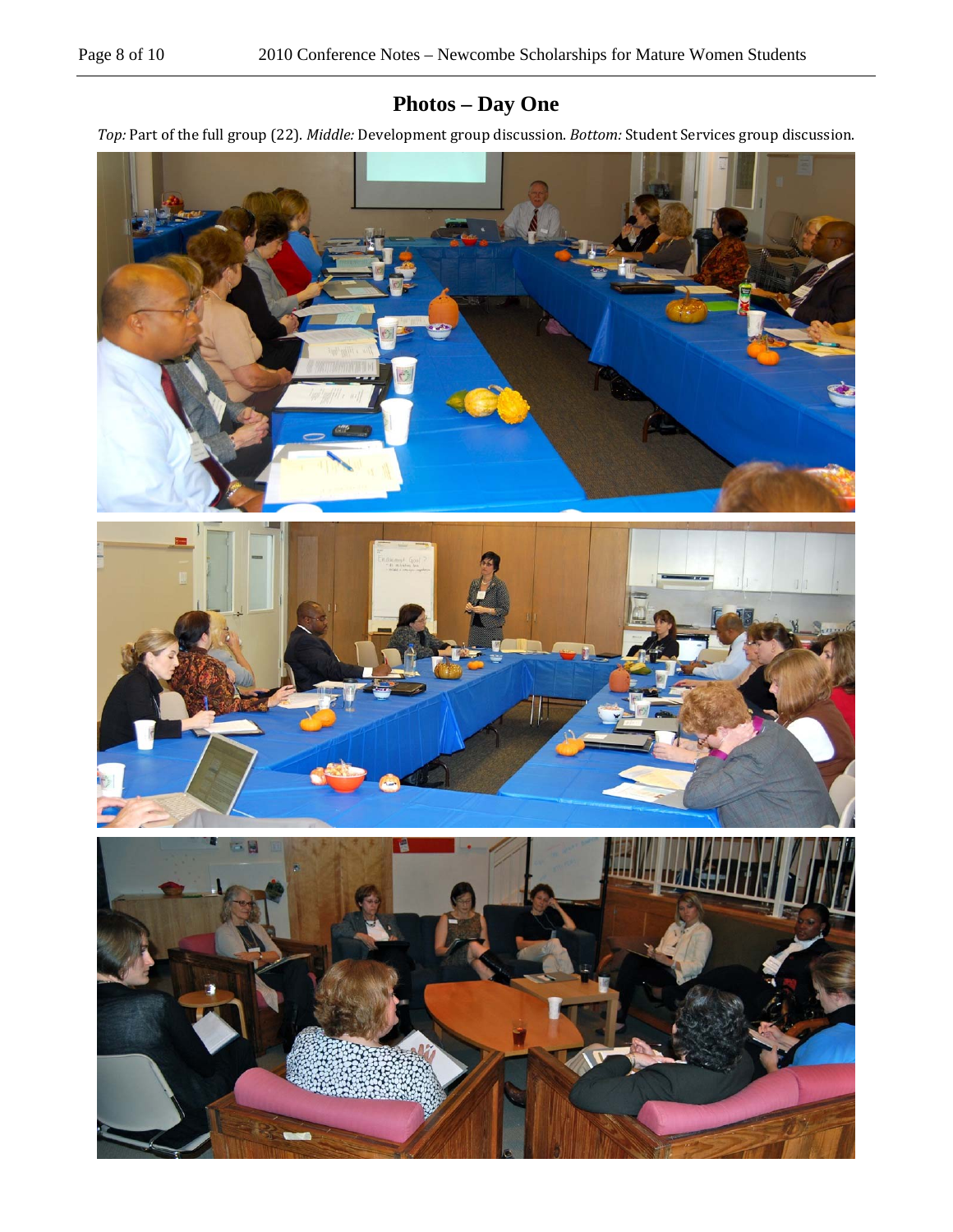## Photos – Day One

*Top:* Part of the full group (22). *Middle:* Development group discussion. *Bottom:* Student Services group discussion.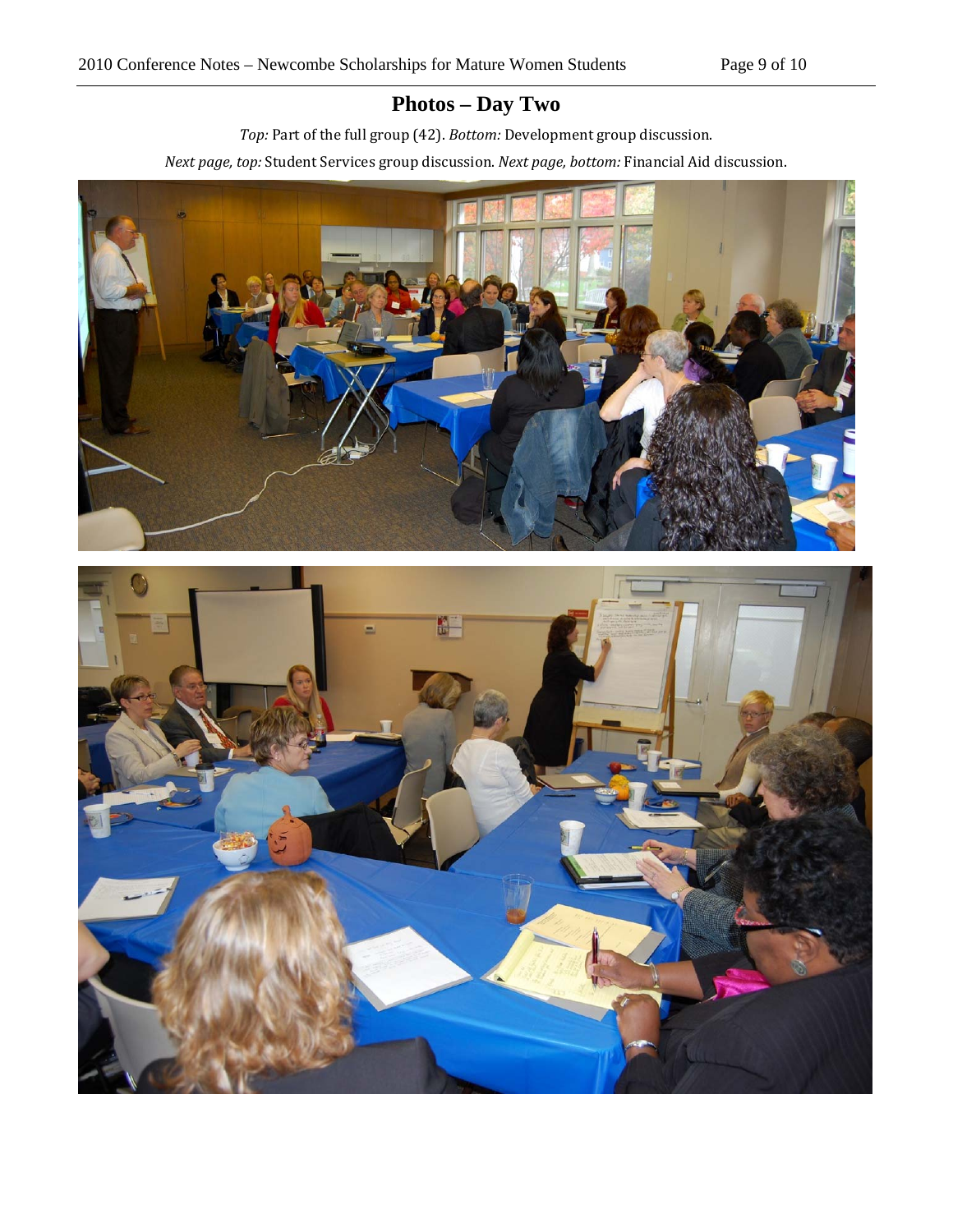## Photos – Day Two

*Top:* Part of the full group (42). *Bottom:* Development group discussion.

*Next page, top:* Student Services group discussion. *Next page, bottom:* Financial Aid discussion.